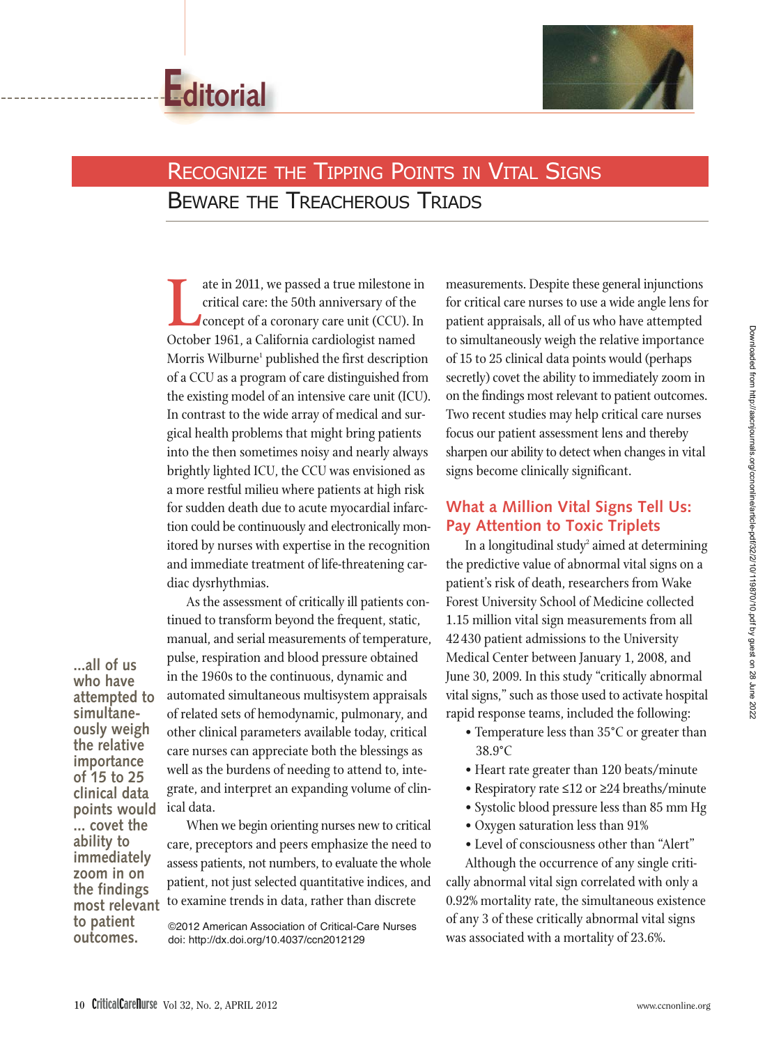# Editorial

## Recognize the Tipping Points in Vital Signs

### Beware the Treacherous Triads

Late in 2011, we passed a true milestone in critical care: the 50th anniversary of the concept of a coronary care unit (CCU). In October 1961, a California cardiologist named Morris Wilburne[1] published the first description of a CCU as a program of care distinguished from the existing model of an intensive care unit (ICU). In contrast to the wide array of medical and surgical health problems that might bring patients into the then sometimes noisy and nearly always brightly lighted ICU, the CCU was envisioned as a more restful milieu where patients at high risk for sudden death due to acute myocardial infarction could be continuously and electronically monitored by nurses with expertise in the recognition and immediate treatment of life-threatening cardiac dysrhythmias.

As the assessment of critically ill patients continued to transform beyond the frequent, static, manual, and serial measurements of temperature, pulse, respiration and blood pressure obtained in the 1960s to the continuous, dynamic and automated simultaneous multisystem appraisals of related sets of hemodynamic, pulmonary, and other clinical parameters available today, critical care nurses can appreciate both the blessings as well as the burdens of needing to attend to, integrate, and interpret an expanding volume of clinical data.

When we begin orienting nurses new to critical care, preceptors and peers emphasize the need to assess patients, not numbers, to evaluate the whole patient, not just selected quantitative indices, and to examine trends in data, rather than discrete measurements. Despite these general injunctions for critical care nurses to use a wide angle lens for patient appraisals, all of us who have attempted to simultaneously weigh the relative importance of 15 to 25 clinical data points would (perhaps secretly) covet the ability to immediately zoom in on the findings most relevant to patient outcomes. Two recent studies may help critical care nurses focus our patient assessment lens and thereby sharpen our ability to detect when changes in vital signs become clinically significant.

> **...all of us who have attempted to simultaneously weigh the relative importance of 15 to 25 clinical data points would ... covet the ability to immediately zoom in on the findings most relevant to patient outcomes.**

©2012 American Association of Critical-Care Nurses
doi: http://dx.doi.org/10.4037/ccn2012129

### What a Million Vital Signs Tell Us: Pay Attention to Toxic Triplets

In a longitudinal study[2] aimed at determining the predictive value of abnormal vital signs on a patient's risk of death, researchers from Wake Forest University School of Medicine collected 1.15 million vital sign measurements from all 42 430 patient admissions to the University Medical Center between January 1, 2008, and June 30, 2009. In this study "critically abnormal vital signs," such as those used to activate hospital rapid response teams, included the following:

- Temperature less than 35°C or greater than 38.9°C
- Heart rate greater than 120 beats/minute
- Respiratory rate ≤12 or ≥24 breaths/minute
- Systolic blood pressure less than 85 mm Hg
- Oxygen saturation less than 91%
- Level of consciousness other than "Alert"

Although the occurrence of any single critically abnormal vital sign correlated with only a 0.92% mortality rate, the simultaneous existence of any 3 of these critically abnormal vital signs was associated with a mortality of 23.6%.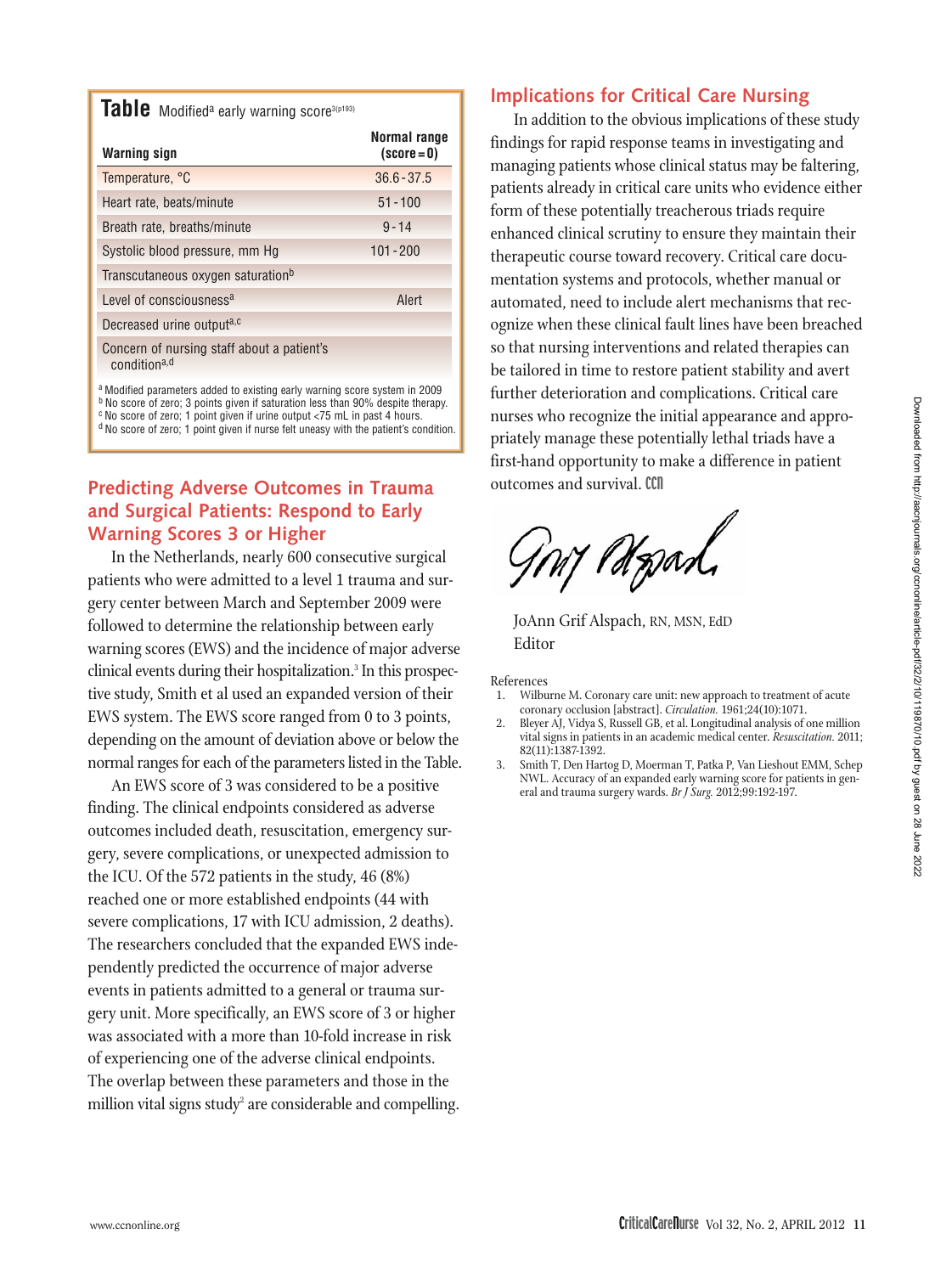**Table** Modified[a] early warning score[3(p193)]

| Warning sign | Normal range (score = 0) |
|---|---|
| Temperature, °C | 36.6 - 37.5 |
| Heart rate, beats/minute | 51 - 100 |
| Breath rate, breaths/minute | 9 - 14 |
| Systolic blood pressure, mm Hg | 101 - 200 |
| Transcutaneous oxygen saturation[b] | |
| Level of consciousness[a] | Alert |
| Decreased urine output[a,c] | |
| Concern of nursing staff about a patient's condition[a,d] | |

[a] Modified parameters added to existing early warning score system in 2009
[b] No score of zero; 3 points given if saturation less than 90% despite therapy.
[c] No score of zero; 1 point given if urine output <75 mL in past 4 hours.
[d] No score of zero; 1 point given if nurse felt uneasy with the patient's condition.

## Predicting Adverse Outcomes in Trauma and Surgical Patients: Respond to Early Warning Scores 3 or Higher

In the Netherlands, nearly 600 consecutive surgical patients who were admitted to a level 1 trauma and surgery center between March and September 2009 were followed to determine the relationship between early warning scores (EWS) and the incidence of major adverse clinical events during their hospitalization.[3] In this prospective study, Smith et al used an expanded version of their EWS system. The EWS score ranged from 0 to 3 points, depending on the amount of deviation above or below the normal ranges for each of the parameters listed in the Table.

An EWS score of 3 was considered to be a positive finding. The clinical endpoints considered as adverse outcomes included death, resuscitation, emergency surgery, severe complications, or unexpected admission to the ICU. Of the 572 patients in the study, 46 (8%) reached one or more established endpoints (44 with severe complications, 17 with ICU admission, 2 deaths). The researchers concluded that the expanded EWS independently predicted the occurrence of major adverse events in patients admitted to a general or trauma surgery unit. More specifically, an EWS score of 3 or higher was associated with a more than 10-fold increase in risk of experiencing one of the adverse clinical endpoints. The overlap between these parameters and those in the million vital signs study[2] are considerable and compelling.

## Implications for Critical Care Nursing

In addition to the obvious implications of these study findings for rapid response teams in investigating and managing patients whose clinical status may be faltering, patients already in critical care units who evidence either form of these potentially treacherous triads require enhanced clinical scrutiny to ensure they maintain their therapeutic course toward recovery. Critical care documentation systems and protocols, whether manual or automated, need to include alert mechanisms that recognize when these clinical fault lines have been breached so that nursing interventions and related therapies can be tailored in time to restore patient stability and avert further deterioration and complications. Critical care nurses who recognize the initial appearance and appropriately manage these potentially lethal triads have a first-hand opportunity to make a difference in patient outcomes and survival. CCN

JoAnn Grif Alspach, RN, MSN, EdD
Editor

References

1. Wilburne M. Coronary care unit: new approach to treatment of acute coronary occlusion [abstract]. *Circulation.* 1961;24(10):1071.
2. Bleyer AJ, Vidya S, Russell GB, et al. Longitudinal analysis of one million vital signs in patients in an academic medical center. *Resuscitation.* 2011; 82(11):1387-1392.
3. Smith T, Den Hartog D, Moerman T, Patka P, Van Lieshout EMM, Schep NWL. Accuracy of an expanded early warning score for patients in general and trauma surgery wards. *Br J Surg.* 2012;99:192-197.